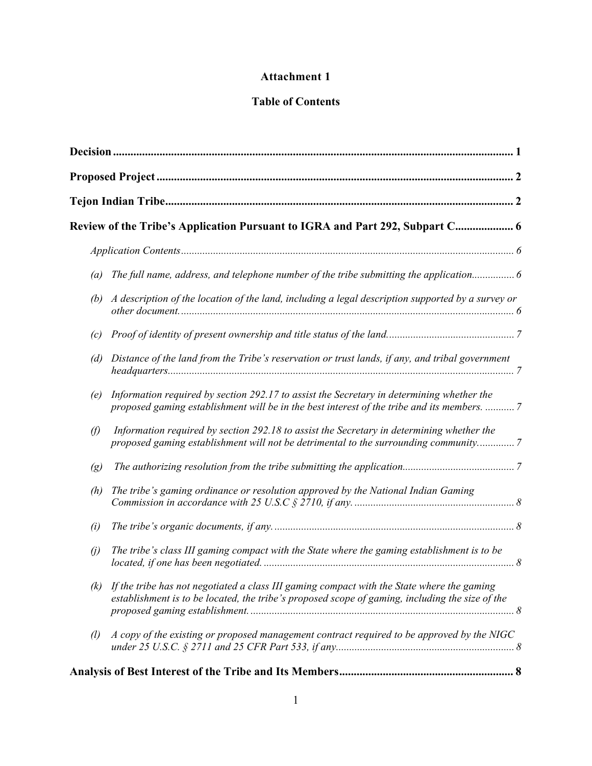# Attachment 1

## Table of Contents

**Decision** ........................................................................................................................ 1

**Proposed Project** ........................................................................................................... 2

**Tejon Indian Tribe** ......................................................................................................... 2

**Review of the Tribe's Application Pursuant to IGRA and Part 292, Subpart C** .................... 6

*Application Contents* ........................................................................................................ 6

(a) *The full name, address, and telephone number of the tribe submitting the application* ................ 6

(b) *A description of the location of the land, including a legal description supported by a survey or other document.* ........................................................................................................ 6

(c) *Proof of identity of present ownership and title status of the land.* .............................................. 7

(d) *Distance of the land from the Tribe's reservation or trust lands, if any, and tribal government headquarters.* ........................................................................................................ 7

(e) *Information required by section 292.17 to assist the Secretary in determining whether the proposed gaming establishment will be in the best interest of the tribe and its members.* ........... 7

(f) *Information required by section 292.18 to assist the Secretary in determining whether the proposed gaming establishment will not be detrimental to the surrounding community.* ............. 7

(g) *The authorizing resolution from the tribe submitting the application.* .......................................... 7

(h) *The tribe's gaming ordinance or resolution approved by the National Indian Gaming Commission in accordance with 25 U.S.C § 2710, if any.* ............................................................ 8

(i) *The tribe's organic documents, if any.* .......................................................................................... 8

(j) *The tribe's class III gaming compact with the State where the gaming establishment is to be located, if one has been negotiated.* ............................................................................................. 8

(k) *If the tribe has not negotiated a class III gaming compact with the State where the gaming establishment is to be located, the tribe's proposed scope of gaming, including the size of the proposed gaming establishment.* .................................................................................................. 8

(l) *A copy of the existing or proposed management contract required to be approved by the NIGC under 25 U.S.C. § 2711 and 25 CFR Part 533, if any.* .................................................................. 8

**Analysis of Best Interest of the Tribe and Its Members** ............................................................ 8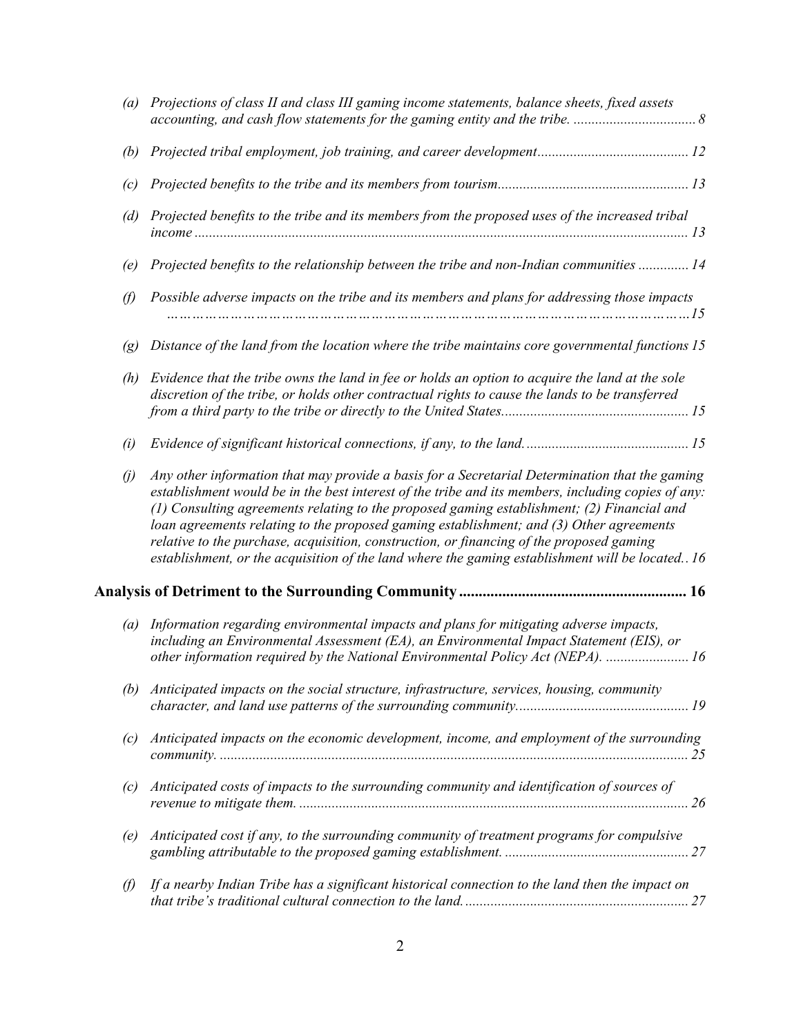*(a) Projections of class II and class III gaming income statements, balance sheets, fixed assets accounting, and cash flow statements for the gaming entity and the tribe. ................................. 8*

*(b) Projected tribal employment, job training, and career development.......................................... 12*

*(c) Projected benefits to the tribe and its members from tourism.................................................... 13*

*(d) Projected benefits to the tribe and its members from the proposed uses of the increased tribal income ........................................................................................................................................ 13*

*(e) Projected benefits to the relationship between the tribe and non-Indian communities ............. 14*

*(f) Possible adverse impacts on the tribe and its members and plans for addressing those impacts ……………………………………………………………………………………………15*

*(g) Distance of the land from the location where the tribe maintains core governmental functions 15*

*(h) Evidence that the tribe owns the land in fee or holds an option to acquire the land at the sole discretion of the tribe, or holds other contractual rights to cause the lands to be transferred from a third party to the tribe or directly to the United States.................................................... 15*

*(i) Evidence of significant historical connections, if any, to the land............................................. 15*

*(j) Any other information that may provide a basis for a Secretarial Determination that the gaming establishment would be in the best interest of the tribe and its members, including copies of any: (1) Consulting agreements relating to the proposed gaming establishment; (2) Financial and loan agreements relating to the proposed gaming establishment; and (3) Other agreements relative to the purchase, acquisition, construction, or financing of the proposed gaming establishment, or the acquisition of the land where the gaming establishment will be located.. 16*

**Analysis of Detriment to the Surrounding Community ......................................................... 16**

*(a) Information regarding environmental impacts and plans for mitigating adverse impacts, including an Environmental Assessment (EA), an Environmental Impact Statement (EIS), or other information required by the National Environmental Policy Act (NEPA). ....................... 16*

*(b) Anticipated impacts on the social structure, infrastructure, services, housing, community character, and land use patterns of the surrounding community................................................ 19*

*(c) Anticipated impacts on the economic development, income, and employment of the surrounding community. ................................................................................................................................. 25*

*(c) Anticipated costs of impacts to the surrounding community and identification of sources of revenue to mitigate them. ........................................................................................................... 26*

*(e) Anticipated cost if any, to the surrounding community of treatment programs for compulsive gambling attributable to the proposed gaming establishment. ................................................... 27*

*(f) If a nearby Indian Tribe has a significant historical connection to the land then the impact on that tribe's traditional cultural connection to the land.............................................................. 27*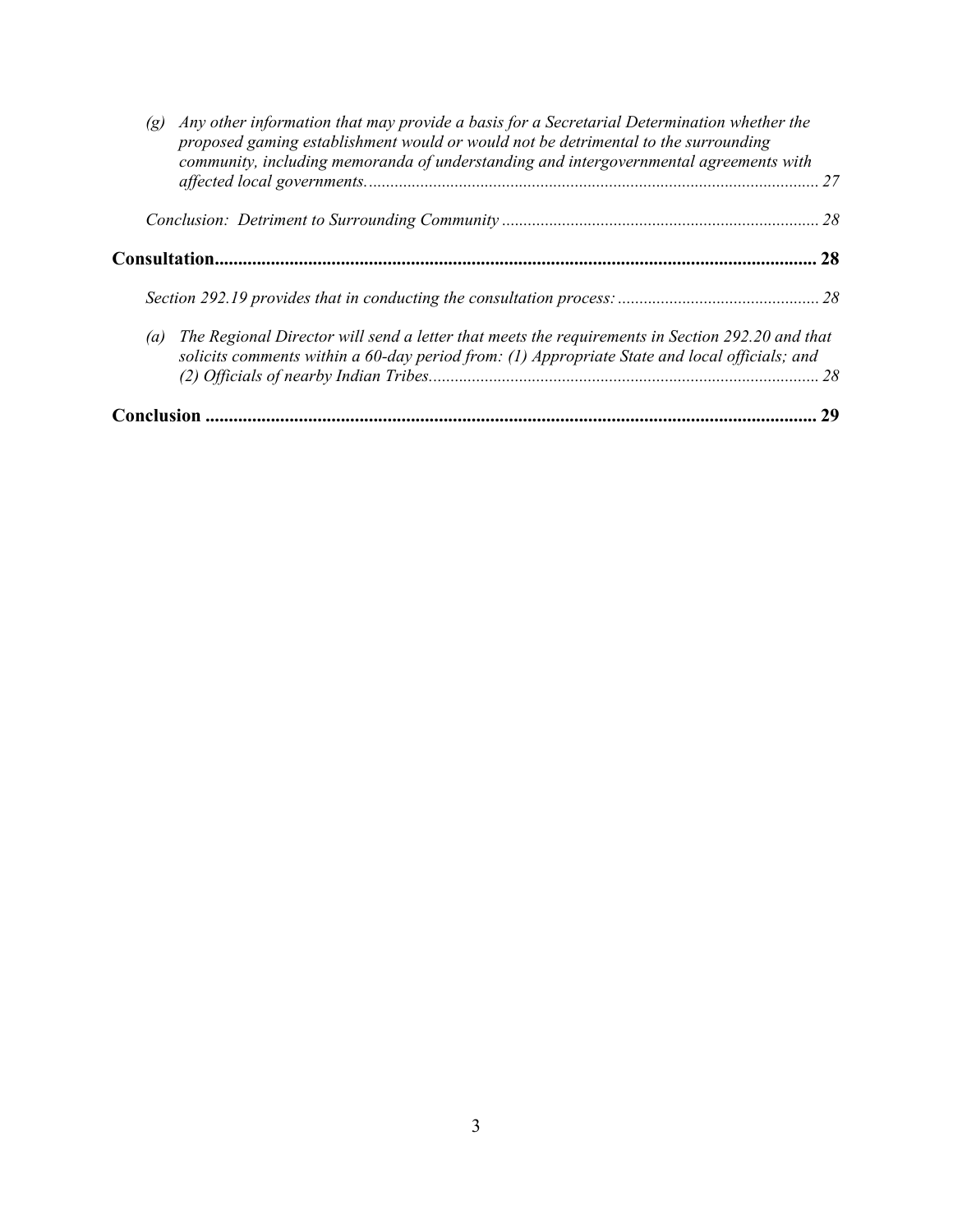*(g) Any other information that may provide a basis for a Secretarial Determination whether the proposed gaming establishment would or would not be detrimental to the surrounding community, including memoranda of understanding and intergovernmental agreements with affected local governments.* ........ 27

*Conclusion: Detriment to Surrounding Community* ........ 28

**Consultation** ........ **28**

*Section 292.19 provides that in conducting the consultation process:* ........ 28

*(a) The Regional Director will send a letter that meets the requirements in Section 292.20 and that solicits comments within a 60-day period from: (1) Appropriate State and local officials; and (2) Officials of nearby Indian Tribes.* ........ 28

**Conclusion** ........ **29**